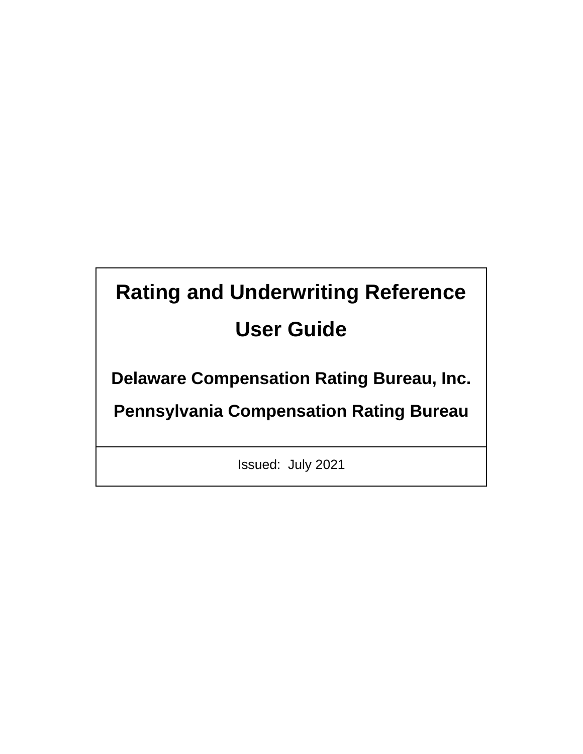# Rating and Underwriting Reference User Guide

**Delaware Compensation Rating Bureau, Inc.**

**Pennsylvania Compensation Rating Bureau**

Issued: July 2021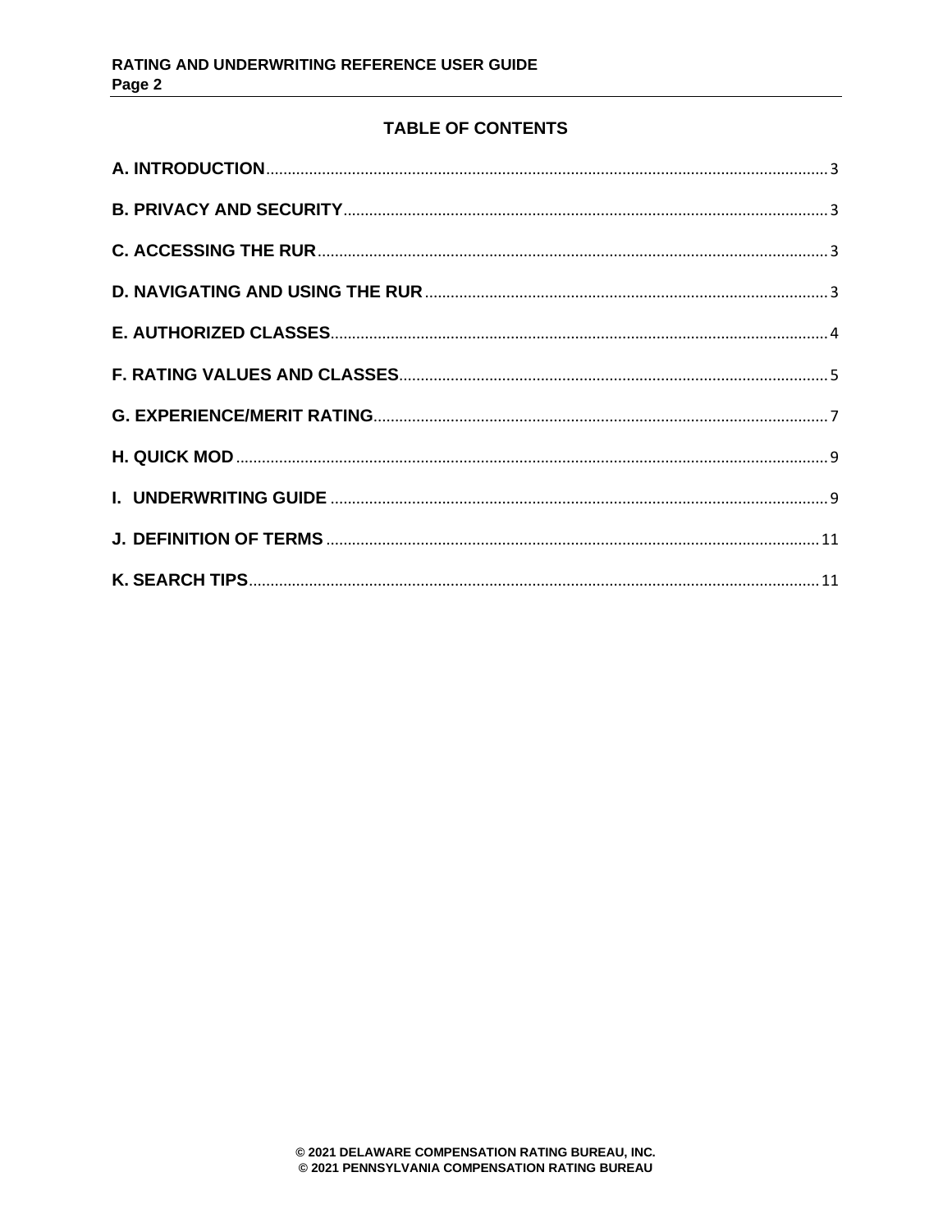## TABLE OF CONTENTS

A. INTRODUCTION .......... 3

B. PRIVACY AND SECURITY .......... 3

C. ACCESSING THE RUR .......... 3

D. NAVIGATING AND USING THE RUR .......... 3

E. AUTHORIZED CLASSES .......... 4

F. RATING VALUES AND CLASSES .......... 5

G. EXPERIENCE/MERIT RATING .......... 7

H. QUICK MOD .......... 9

I. UNDERWRITING GUIDE .......... 9

J. DEFINITION OF TERMS .......... 11

K. SEARCH TIPS .......... 11

© 2021 DELAWARE COMPENSATION RATING BUREAU, INC.
© 2021 PENNSYLVANIA COMPENSATION RATING BUREAU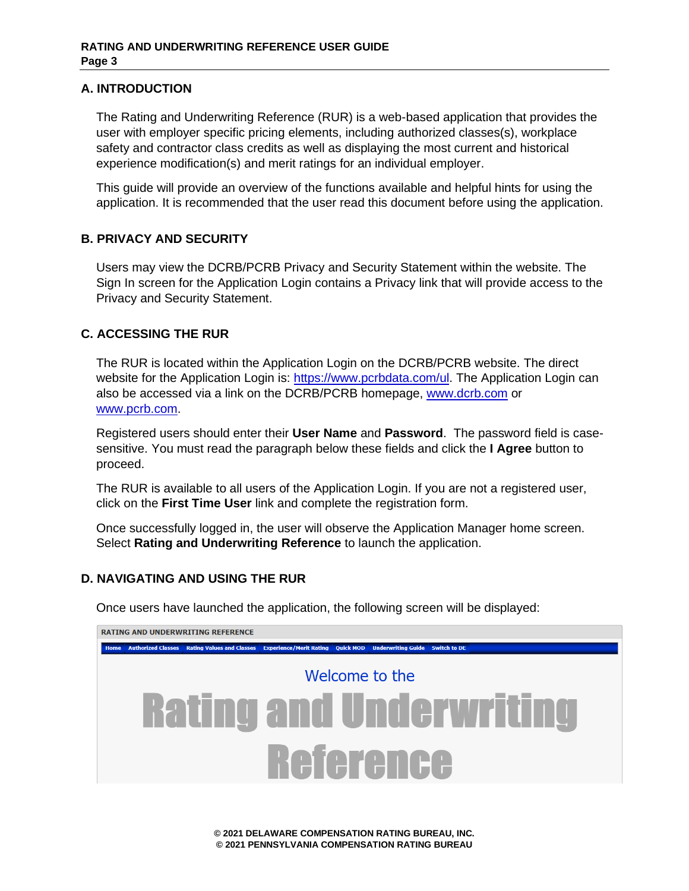## A. INTRODUCTION

The Rating and Underwriting Reference (RUR) is a web-based application that provides the user with employer specific pricing elements, including authorized classes(s), workplace safety and contractor class credits as well as displaying the most current and historical experience modification(s) and merit ratings for an individual employer.

This guide will provide an overview of the functions available and helpful hints for using the application. It is recommended that the user read this document before using the application.

## B. PRIVACY AND SECURITY

Users may view the DCRB/PCRB Privacy and Security Statement within the website. The Sign In screen for the Application Login contains a Privacy link that will provide access to the Privacy and Security Statement.

## C. ACCESSING THE RUR

The RUR is located within the Application Login on the DCRB/PCRB website. The direct website for the Application Login is: https://www.pcrbdata.com/ul. The Application Login can also be accessed via a link on the DCRB/PCRB homepage, www.dcrb.com or www.pcrb.com.

Registered users should enter their **User Name** and **Password**. The password field is case-sensitive. You must read the paragraph below these fields and click the **I Agree** button to proceed.

The RUR is available to all users of the Application Login. If you are not a registered user, click on the **First Time User** link and complete the registration form.

Once successfully logged in, the user will observe the Application Manager home screen. Select **Rating and Underwriting Reference** to launch the application.

## D. NAVIGATING AND USING THE RUR

Once users have launched the application, the following screen will be displayed:

RATING AND UNDERWRITING REFERENCE

Home | Authorized Classes | Rating Values and Classes | Experience/Merit Rating | Quick MOD | Underwriting Guide | Switch to DE

Welcome to the

Rating and Underwriting Reference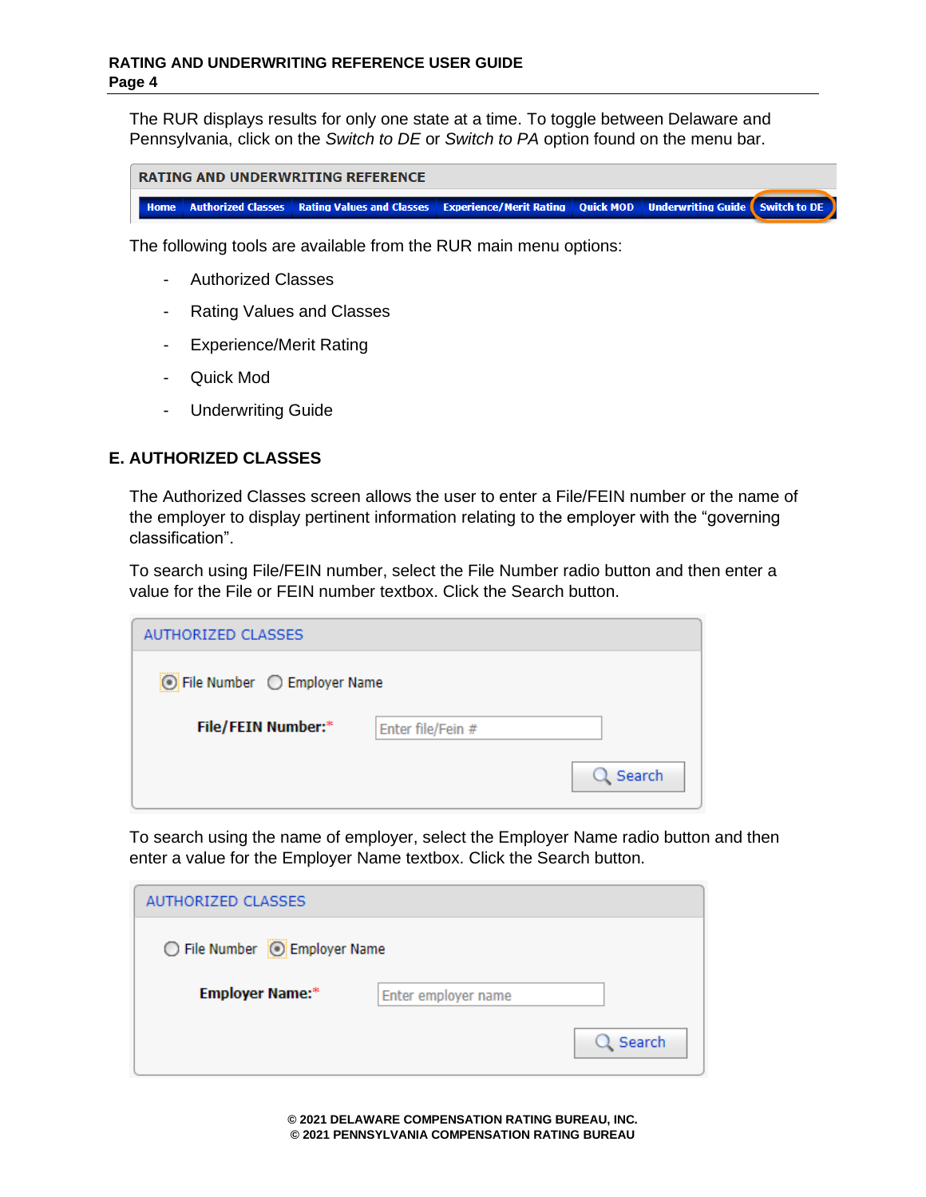The RUR displays results for only one state at a time. To toggle between Delaware and Pennsylvania, click on the *Switch to DE* or *Switch to PA* option found on the menu bar.

The following tools are available from the RUR main menu options:

- Authorized Classes
- Rating Values and Classes
- Experience/Merit Rating
- Quick Mod
- Underwriting Guide

## E. AUTHORIZED CLASSES

The Authorized Classes screen allows the user to enter a File/FEIN number or the name of the employer to display pertinent information relating to the employer with the “governing classification”.

To search using File/FEIN number, select the File Number radio button and then enter a value for the File or FEIN number textbox. Click the Search button.

To search using the name of employer, select the Employer Name radio button and then enter a value for the Employer Name textbox. Click the Search button.

© 2021 DELAWARE COMPENSATION RATING BUREAU, INC.
© 2021 PENNSYLVANIA COMPENSATION RATING BUREAU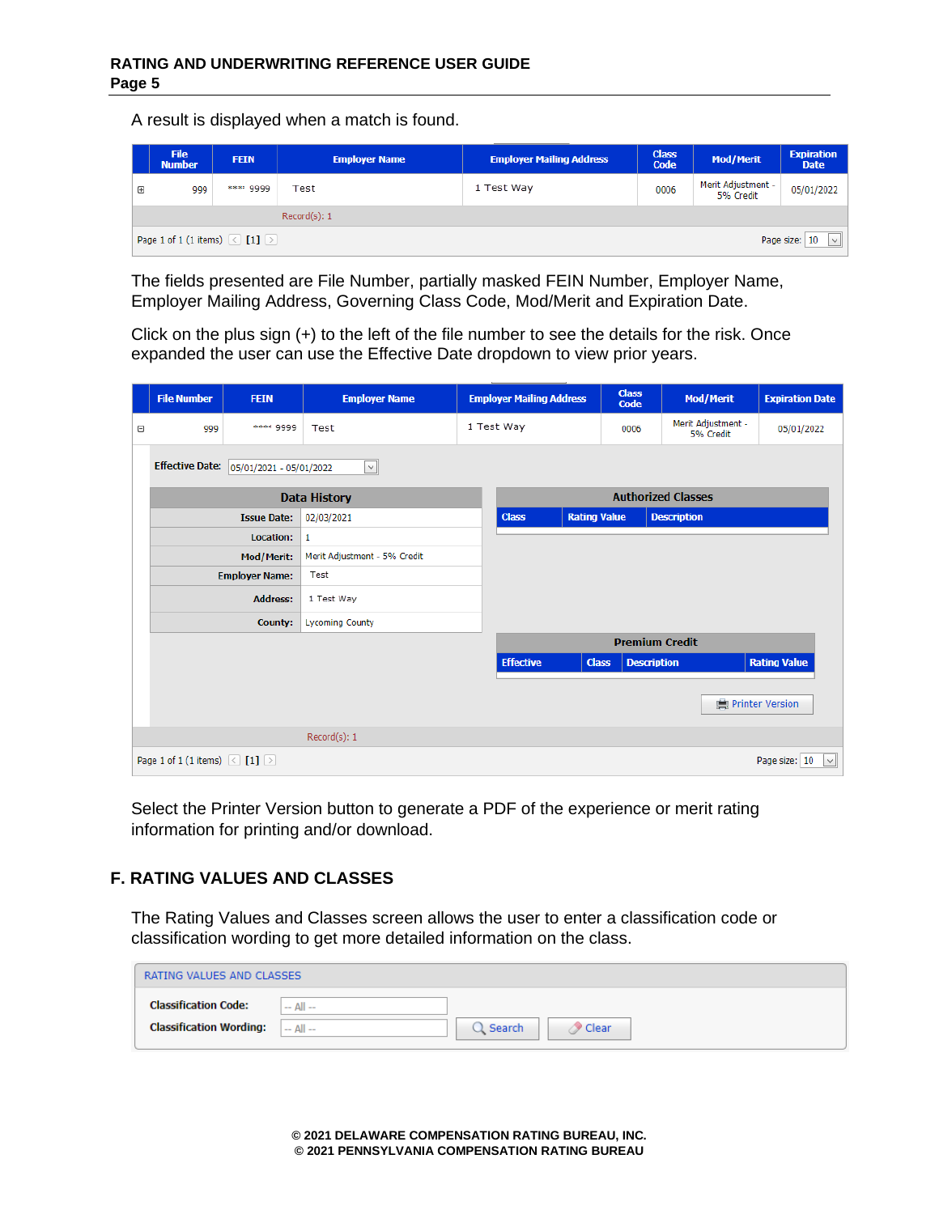A result is displayed when a match is found.

| | File Number | FEIN | Employer Name | Employer Mailing Address | Class Code | Mod/Merit | Expiration Date |
|---|---|---|---|---|---|---|---|
| ⊞ | 999 | **** 9999 | Test | 1 Test Way | 0006 | Merit Adjustment - 5% Credit | 05/01/2022 |

Record(s): 1

Page 1 of 1 (1 items) < [1] >   Page size: 10

The fields presented are File Number, partially masked FEIN Number, Employer Name, Employer Mailing Address, Governing Class Code, Mod/Merit and Expiration Date.

Click on the plus sign (+) to the left of the file number to see the details for the risk. Once expanded the user can use the Effective Date dropdown to view prior years.

| | File Number | FEIN | Employer Name | Employer Mailing Address | Class Code | Mod/Merit | Expiration Date |
|---|---|---|---|---|---|---|---|
| ⊟ | 999 | **** 9999 | Test | 1 Test Way | 0006 | Merit Adjustment - 5% Credit | 05/01/2022 |

Effective Date: 05/01/2021 - 05/01/2022

**Data History**

| | |
|---|---|
| Issue Date: | 02/03/2021 |
| Location: | 1 |
| Mod/Merit: | Merit Adjustment - 5% Credit |
| Employer Name: | Test |
| Address: | 1 Test Way |
| County: | Lycoming County |

**Authorized Classes**

| Class | Rating Value | Description |
|---|---|---|

**Premium Credit**

| Effective | Class | Description | Rating Value |
|---|---|---|---|

Printer Version

Record(s): 1

Page 1 of 1 (1 items) < [1] >   Page size: 10

Select the Printer Version button to generate a PDF of the experience or merit rating information for printing and/or download.

## F. RATING VALUES AND CLASSES

The Rating Values and Classes screen allows the user to enter a classification code or classification wording to get more detailed information on the class.

RATING VALUES AND CLASSES

Classification Code: -- All --

Classification Wording: -- All --   Search   Clear

© 2021 DELAWARE COMPENSATION RATING BUREAU, INC.
© 2021 PENNSYLVANIA COMPENSATION RATING BUREAU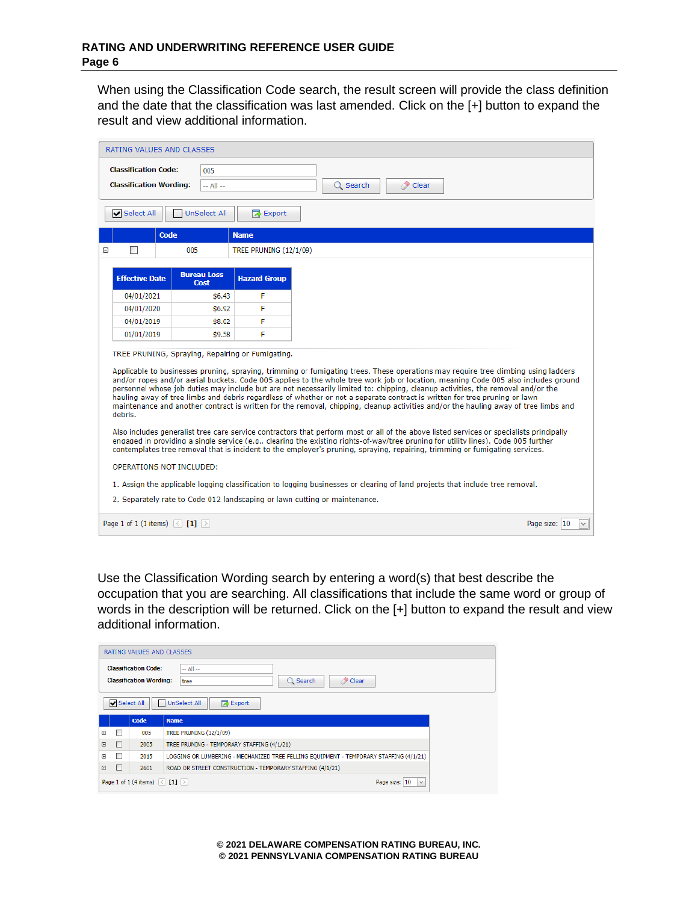When using the Classification Code search, the result screen will provide the class definition and the date that the classification was last amended. Click on the [+] button to expand the result and view additional information.

RATING VALUES AND CLASSES

Classification Code: 005

Classification Wording: -- All --

Search | Clear

Select All | UnSelect All | Export

| | | Code | Name |
|---|---|---|---|
| ⊟ | ☐ | 005 | TREE PRUNING (12/1/09) |

| Effective Date | Bureau Loss Cost | Hazard Group |
|---|---|---|
| 04/01/2021 | $6.43 | F |
| 04/01/2020 | $6.92 | F |
| 04/01/2019 | $8.02 | F |
| 01/01/2019 | $9.58 | F |

TREE PRUNING, Spraying, Repairing or Fumigating.

Applicable to businesses pruning, spraying, trimming or fumigating trees. These operations may require tree climbing using ladders and/or ropes and/or aerial buckets. Code 005 applies to the whole tree work job or location, meaning Code 005 also includes ground personnel whose job duties may include but are not necessarily limited to: chipping, cleanup activities, the removal and/or the hauling away of tree limbs and debris regardless of whether or not a separate contract is written for tree pruning or lawn maintenance and another contract is written for the removal, chipping, cleanup activities and/or the hauling away of tree limbs and debris.

Also includes generalist tree care service contractors that perform most or all of the above listed services or specialists principally engaged in providing a single service (e.g., clearing the existing rights-of-way/tree pruning for utility lines). Code 005 further contemplates tree removal that is incident to the employer's pruning, spraying, repairing, trimming or fumigating services.

OPERATIONS NOT INCLUDED:

1. Assign the applicable logging classification to logging businesses or clearing of land projects that include tree removal.
2. Separately rate to Code 012 landscaping or lawn cutting or maintenance.

Page 1 of 1 (1 items) [1] Page size: 10

Use the Classification Wording search by entering a word(s) that best describe the occupation that you are searching. All classifications that include the same word or group of words in the description will be returned. Click on the [+] button to expand the result and view additional information.

RATING VALUES AND CLASSES

Classification Code: -- All --

Classification Wording: tree

Search | Clear

Select All | UnSelect All | Export

| | | Code | Name |
|---|---|---|---|
| ⊞ | ☐ | 005 | TREE PRUNING (12/1/09) |
| ⊞ | ☐ | 2005 | TREE PRUNING - TEMPORARY STAFFING (4/1/21) |
| ⊞ | ☐ | 2015 | LOGGING OR LUMBERING - MECHANIZED TREE FELLING EQUIPMENT - TEMPORARY STAFFING (4/1/21) |
| ⊞ | ☐ | 2601 | ROAD OR STREET CONSTRUCTION - TEMPORARY STAFFING (4/1/21) |

Page 1 of 1 (4 items) [1] Page size: 10

© 2021 DELAWARE COMPENSATION RATING BUREAU, INC.
© 2021 PENNSYLVANIA COMPENSATION RATING BUREAU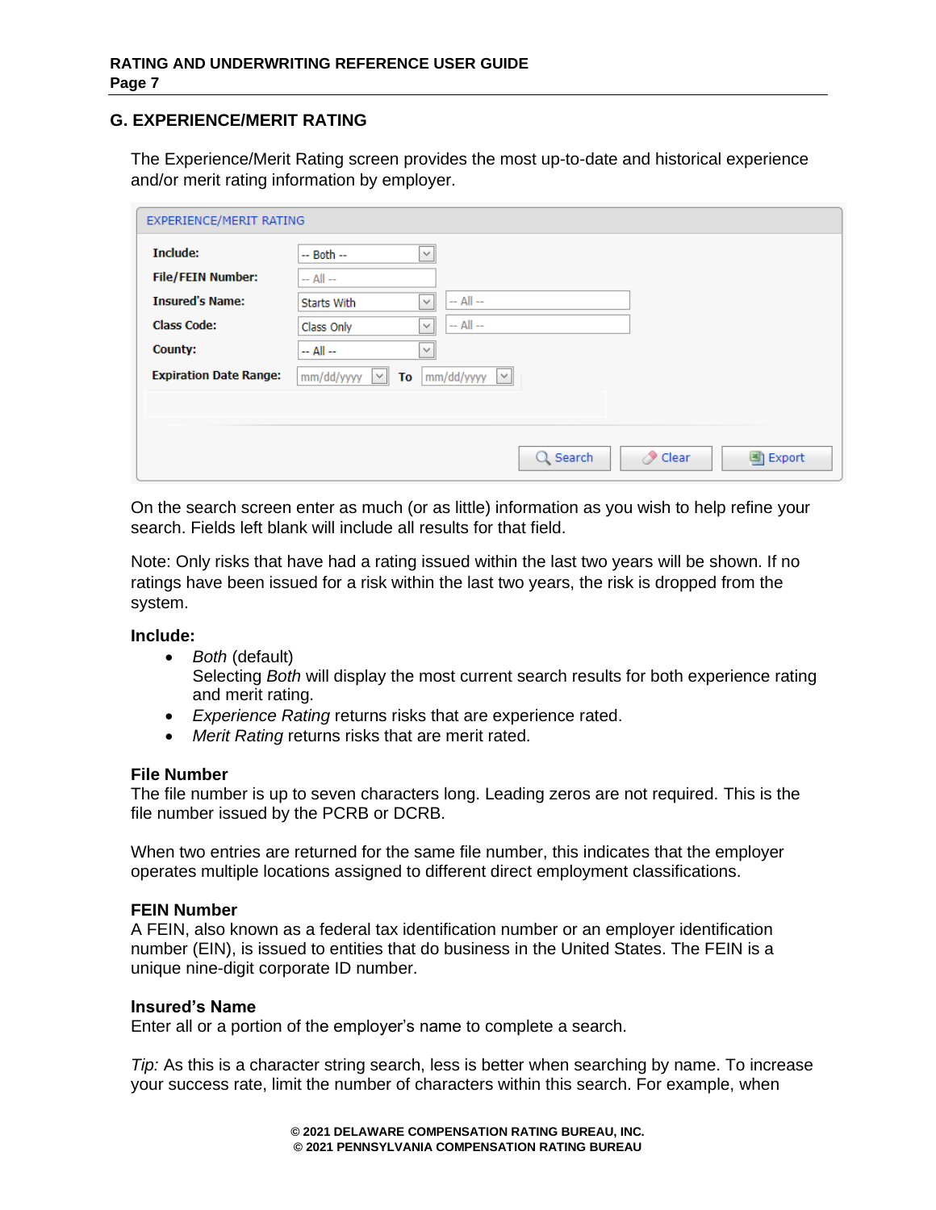## G. EXPERIENCE/MERIT RATING

The Experience/Merit Rating screen provides the most up-to-date and historical experience and/or merit rating information by employer.

On the search screen enter as much (or as little) information as you wish to help refine your search. Fields left blank will include all results for that field.

Note: Only risks that have had a rating issued within the last two years will be shown. If no ratings have been issued for a risk within the last two years, the risk is dropped from the system.

**Include:**

- *Both* (default)
  Selecting *Both* will display the most current search results for both experience rating and merit rating.
- *Experience Rating* returns risks that are experience rated.
- *Merit Rating* returns risks that are merit rated.

**File Number**
The file number is up to seven characters long. Leading zeros are not required. This is the file number issued by the PCRB or DCRB.

When two entries are returned for the same file number, this indicates that the employer operates multiple locations assigned to different direct employment classifications.

**FEIN Number**
A FEIN, also known as a federal tax identification number or an employer identification number (EIN), is issued to entities that do business in the United States. The FEIN is a unique nine-digit corporate ID number.

**Insured's Name**
Enter all or a portion of the employer's name to complete a search.

*Tip:* As this is a character string search, less is better when searching by name. To increase your success rate, limit the number of characters within this search. For example, when

© 2021 DELAWARE COMPENSATION RATING BUREAU, INC.
© 2021 PENNSYLVANIA COMPENSATION RATING BUREAU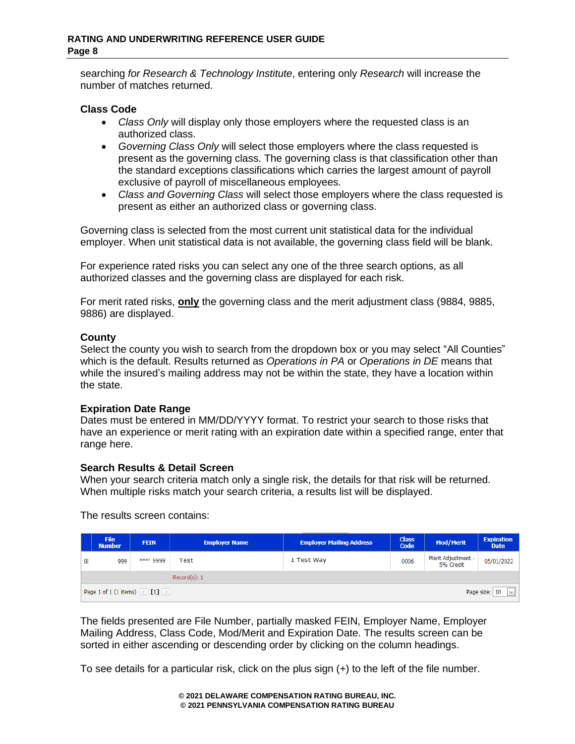searching *for Research & Technology Institute*, entering only *Research* will increase the number of matches returned.

### Class Code

- *Class Only* will display only those employers where the requested class is an authorized class.
- *Governing Class Only* will select those employers where the class requested is present as the governing class. The governing class is that classification other than the standard exceptions classifications which carries the largest amount of payroll exclusive of payroll of miscellaneous employees.
- *Class and Governing Class* will select those employers where the class requested is present as either an authorized class or governing class.

Governing class is selected from the most current unit statistical data for the individual employer. When unit statistical data is not available, the governing class field will be blank.

For experience rated risks you can select any one of the three search options, as all authorized classes and the governing class are displayed for each risk.

For merit rated risks, **only** the governing class and the merit adjustment class (9884, 9885, 9886) are displayed.

### County

Select the county you wish to search from the dropdown box or you may select "All Counties" which is the default. Results returned as *Operations in PA* or *Operations in DE* means that while the insured's mailing address may not be within the state, they have a location within the state.

### Expiration Date Range

Dates must be entered in MM/DD/YYYY format. To restrict your search to those risks that have an experience or merit rating with an expiration date within a specified range, enter that range here.

### Search Results & Detail Screen

When your search criteria match only a single risk, the details for that risk will be returned. When multiple risks match your search criteria, a results list will be displayed.

The results screen contains:

| | File Number | FEIN | Employer Name | Employer Mailing Address | Class Code | Mod/Merit | Expiration Date |
|---|---|---|---|---|---|---|---|
| ⊞ | 999 | \*\*\*\*\* 9999 | Test | 1 Test Way | 0006 | Merit Adjustment - 5% Credit | 05/01/2022 |
| | | | Record(s): 1 | | | | |
| Page 1 of 1 (1 items) < [1] > | | | | | | Page size: 10 | |

The fields presented are File Number, partially masked FEIN, Employer Name, Employer Mailing Address, Class Code, Mod/Merit and Expiration Date. The results screen can be sorted in either ascending or descending order by clicking on the column headings.

To see details for a particular risk, click on the plus sign (+) to the left of the file number.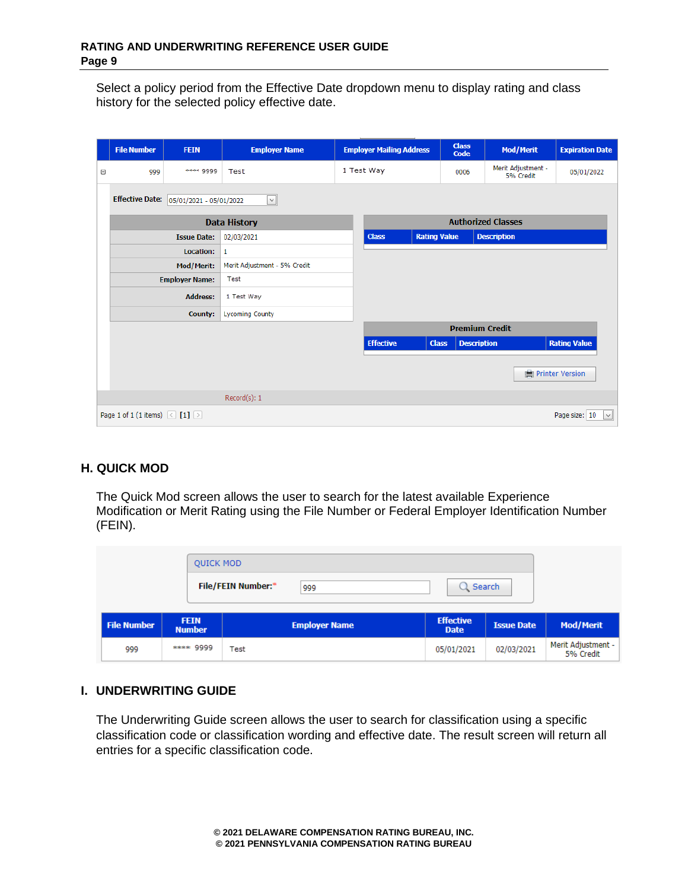Select a policy period from the Effective Date dropdown menu to display rating and class history for the selected policy effective date.

| File Number | FEIN | Employer Name | Employer Mailing Address | Class Code | Mod/Merit | Expiration Date |
|---|---|---|---|---|---|---|
| 999 | **** 9999 | Test | 1 Test Way | 0006 | Merit Adjustment - 5% Credit | 05/01/2022 |

Effective Date: 05/01/2021 - 05/01/2022

| Data History | |
|---|---|
| Issue Date: | 02/03/2021 |
| Location: | 1 |
| Mod/Merit: | Merit Adjustment - 5% Credit |
| Employer Name: | Test |
| Address: | 1 Test Way |
| County: | Lycoming County |

Authorized Classes

| Class | Rating Value | Description |
|---|---|---|

Premium Credit

| Effective | Class | Description | Rating Value |
|---|---|---|---|

Printer Version

Record(s): 1

Page 1 of 1 (1 items) [1] Page size: 10

## H. QUICK MOD

The Quick Mod screen allows the user to search for the latest available Experience Modification or Merit Rating using the File Number or Federal Employer Identification Number (FEIN).

QUICK MOD

File/FEIN Number:* 999 Search

| File Number | FEIN Number | Employer Name | Effective Date | Issue Date | Mod/Merit |
|---|---|---|---|---|---|
| 999 | **** 9999 | Test | 05/01/2021 | 02/03/2021 | Merit Adjustment - 5% Credit |

## I. UNDERWRITING GUIDE

The Underwriting Guide screen allows the user to search for classification using a specific classification code or classification wording and effective date. The result screen will return all entries for a specific classification code.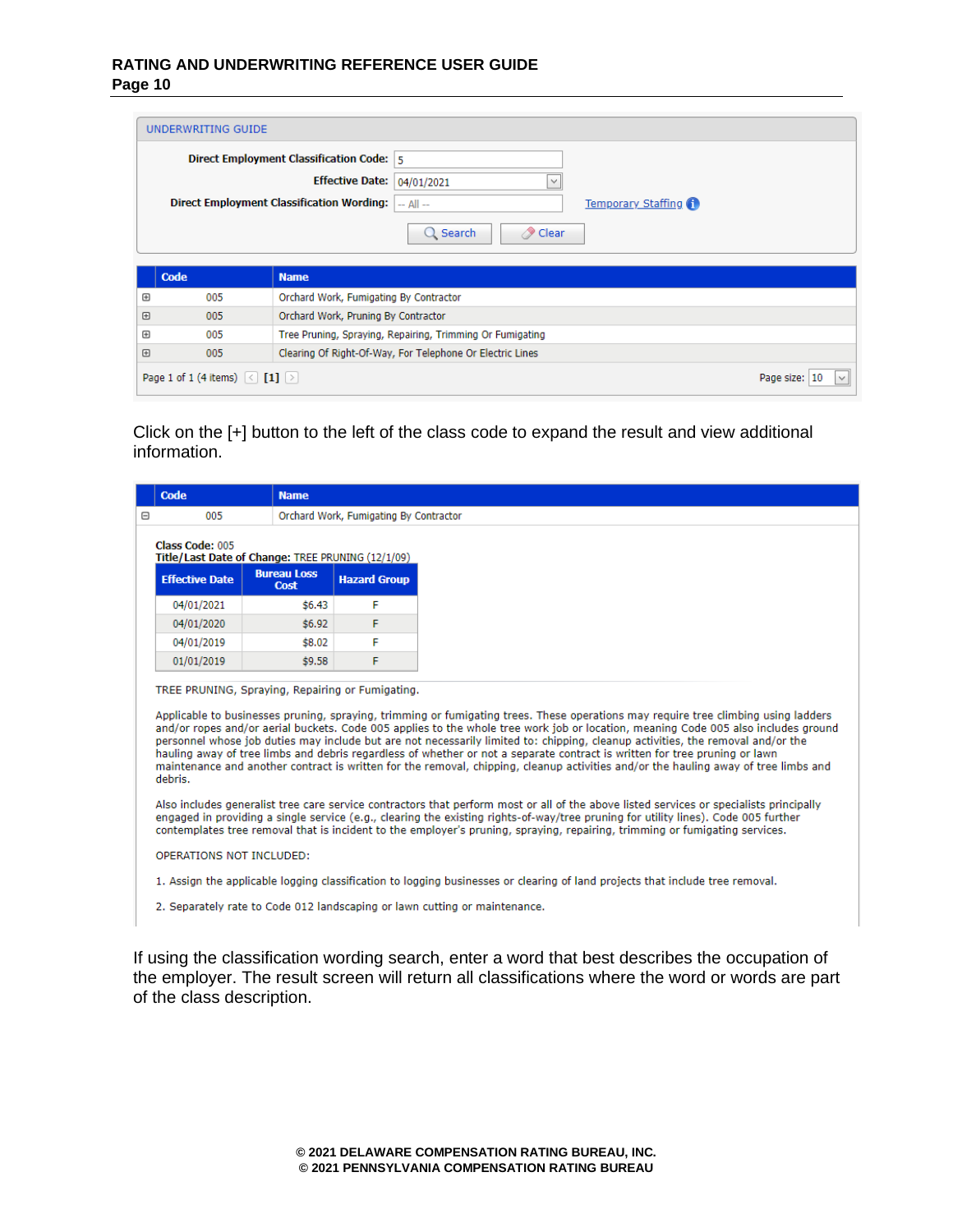UNDERWRITING GUIDE

**Direct Employment Classification Code:** 5

**Effective Date:** 04/01/2021

**Direct Employment Classification Wording:** -- All --  Temporary Staffing

Search  Clear

| | Code | Name |
|---|---|---|
| ⊞ | 005 | Orchard Work, Fumigating By Contractor |
| ⊞ | 005 | Orchard Work, Pruning By Contractor |
| ⊞ | 005 | Tree Pruning, Spraying, Repairing, Trimming Or Fumigating |
| ⊞ | 005 | Clearing Of Right-Of-Way, For Telephone Or Electric Lines |

Page 1 of 1 (4 items) [1]  Page size: 10

Click on the [+] button to the left of the class code to expand the result and view additional information.

| | Code | Name |
|---|---|---|
| ⊟ | 005 | Orchard Work, Fumigating By Contractor |

**Class Code:** 005
**Title/Last Date of Change:** TREE PRUNING (12/1/09)

| Effective Date | Bureau Loss Cost | Hazard Group |
|---|---|---|
| 04/01/2021 | $6.43 | F |
| 04/01/2020 | $6.92 | F |
| 04/01/2019 | $8.02 | F |
| 01/01/2019 | $9.58 | F |

TREE PRUNING, Spraying, Repairing or Fumigating.

Applicable to businesses pruning, spraying, trimming or fumigating trees. These operations may require tree climbing using ladders and/or ropes and/or aerial buckets. Code 005 applies to the whole tree work job or location, meaning Code 005 also includes ground personnel whose job duties may include but are not necessarily limited to: chipping, cleanup activities, the removal and/or the hauling away of tree limbs and debris regardless of whether or not a separate contract is written for tree pruning or lawn maintenance and another contract is written for the removal, chipping, cleanup activities and/or the hauling away of tree limbs and debris.

Also includes generalist tree care service contractors that perform most or all of the above listed services or specialists principally engaged in providing a single service (e.g., clearing the existing rights-of-way/tree pruning for utility lines). Code 005 further contemplates tree removal that is incident to the employer's pruning, spraying, repairing, trimming or fumigating services.

OPERATIONS NOT INCLUDED:

1. Assign the applicable logging classification to logging businesses or clearing of land projects that include tree removal.

2. Separately rate to Code 012 landscaping or lawn cutting or maintenance.

If using the classification wording search, enter a word that best describes the occupation of the employer. The result screen will return all classifications where the word or words are part of the class description.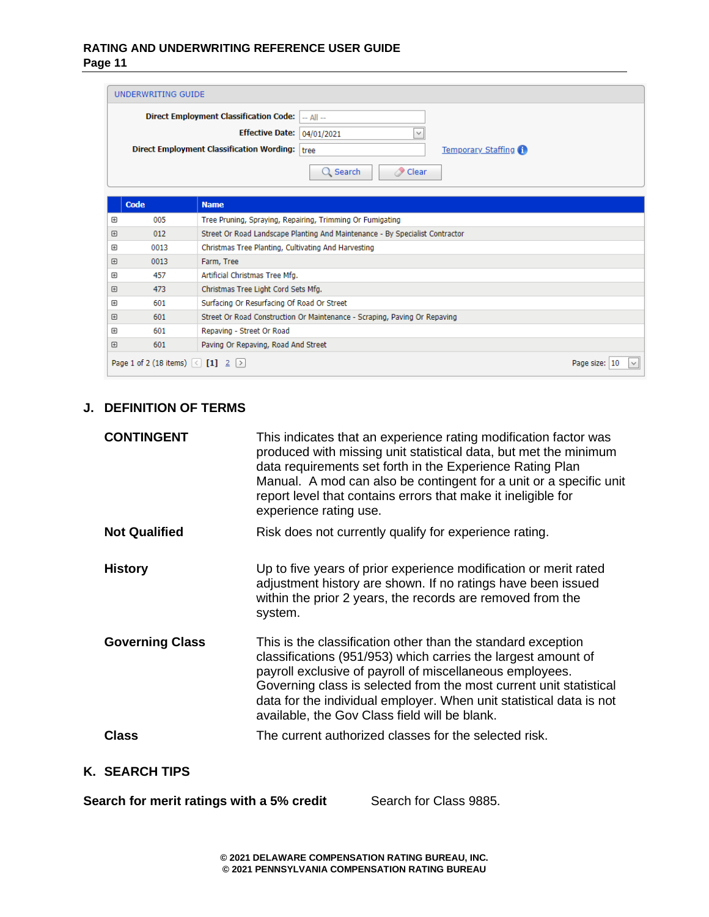UNDERWRITING GUIDE

**Direct Employment Classification Code:** -- All --

**Effective Date:** 04/01/2021

**Direct Employment Classification Wording:** tree

Temporary Staffing

Search | Clear

| | Code | Name |
|---|---|---|
| ⊞ | 005 | Tree Pruning, Spraying, Repairing, Trimming Or Fumigating |
| ⊞ | 012 | Street Or Road Landscape Planting And Maintenance - By Specialist Contractor |
| ⊞ | 0013 | Christmas Tree Planting, Cultivating And Harvesting |
| ⊞ | 0013 | Farm, Tree |
| ⊞ | 457 | Artificial Christmas Tree Mfg. |
| ⊞ | 473 | Christmas Tree Light Cord Sets Mfg. |
| ⊞ | 601 | Surfacing Or Resurfacing Of Road Or Street |
| ⊞ | 601 | Street Or Road Construction Or Maintenance - Scraping, Paving Or Repaving |
| ⊞ | 601 | Repaving - Street Or Road |
| ⊞ | 601 | Paving Or Repaving, Road And Street |

Page 1 of 2 (18 items) [1] 2 Page size: 10

## J. DEFINITION OF TERMS

| | |
|---|---|
| **CONTINGENT** | This indicates that an experience rating modification factor was produced with missing unit statistical data, but met the minimum data requirements set forth in the Experience Rating Plan Manual. A mod can also be contingent for a unit or a specific unit report level that contains errors that make it ineligible for experience rating use. |
| **Not Qualified** | Risk does not currently qualify for experience rating. |
| **History** | Up to five years of prior experience modification or merit rated adjustment history are shown. If no ratings have been issued within the prior 2 years, the records are removed from the system. |
| **Governing Class** | This is the classification other than the standard exception classifications (951/953) which carries the largest amount of payroll exclusive of payroll of miscellaneous employees. Governing class is selected from the most current unit statistical data for the individual employer. When unit statistical data is not available, the Gov Class field will be blank. |
| **Class** | The current authorized classes for the selected risk. |

## K. SEARCH TIPS

| | |
|---|---|
| **Search for merit ratings with a 5% credit** | Search for Class 9885. |

© 2021 DELAWARE COMPENSATION RATING BUREAU, INC.
© 2021 PENNSYLVANIA COMPENSATION RATING BUREAU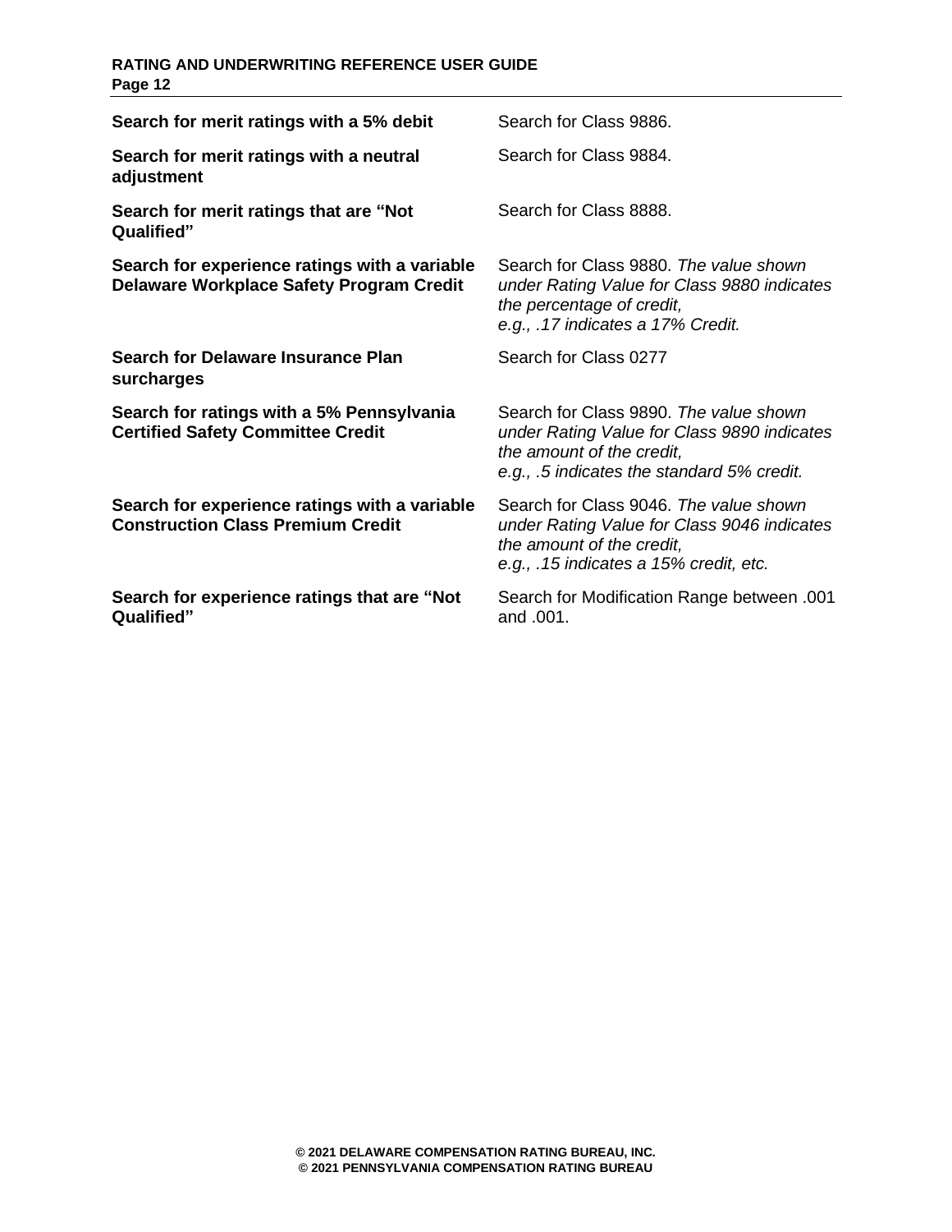| | |
|---|---|
| **Search for merit ratings with a 5% debit** | Search for Class 9886. |
| **Search for merit ratings with a neutral adjustment** | Search for Class 9884. |
| **Search for merit ratings that are "Not Qualified"** | Search for Class 8888. |
| **Search for experience ratings with a variable Delaware Workplace Safety Program Credit** | Search for Class 9880. *The value shown under Rating Value for Class 9880 indicates the percentage of credit, e.g., .17 indicates a 17% Credit.* |
| **Search for Delaware Insurance Plan surcharges** | Search for Class 0277 |
| **Search for ratings with a 5% Pennsylvania Certified Safety Committee Credit** | Search for Class 9890. *The value shown under Rating Value for Class 9890 indicates the amount of the credit, e.g., .5 indicates the standard 5% credit.* |
| **Search for experience ratings with a variable Construction Class Premium Credit** | Search for Class 9046. *The value shown under Rating Value for Class 9046 indicates the amount of the credit, e.g., .15 indicates a 15% credit, etc.* |
| **Search for experience ratings that are "Not Qualified"** | Search for Modification Range between .001 and .001. |